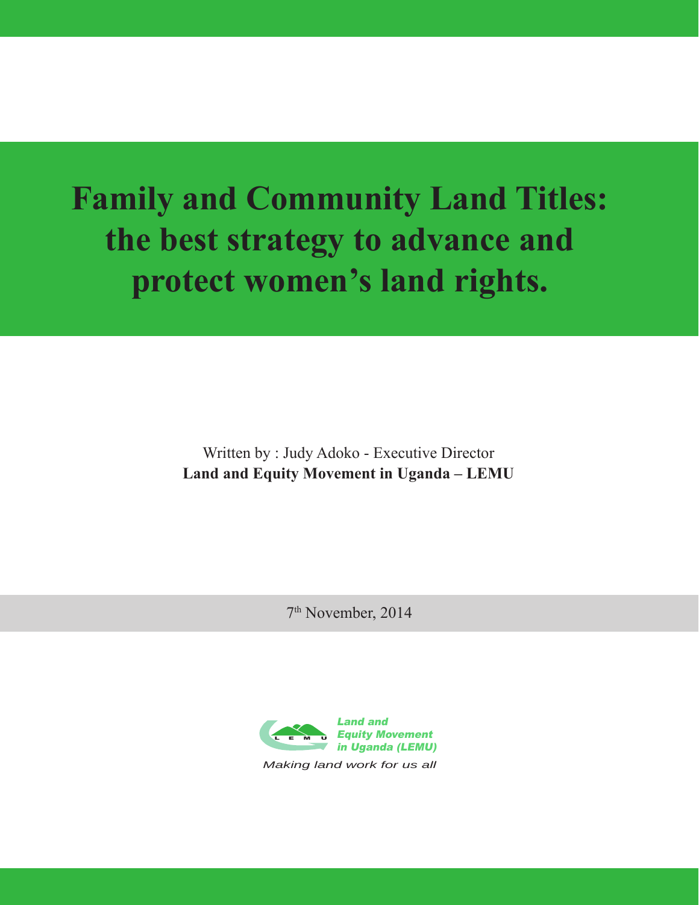# Family and Community Land Titles: the best strategy to advance and protect women's land rights.

Written by : Judy Adoko - Executive Director

**Land and Equity Movement in Uganda – LEMU**

7th November, 2014

*Land and Equity Movement in Uganda (LEMU)*

*Making land work for us all*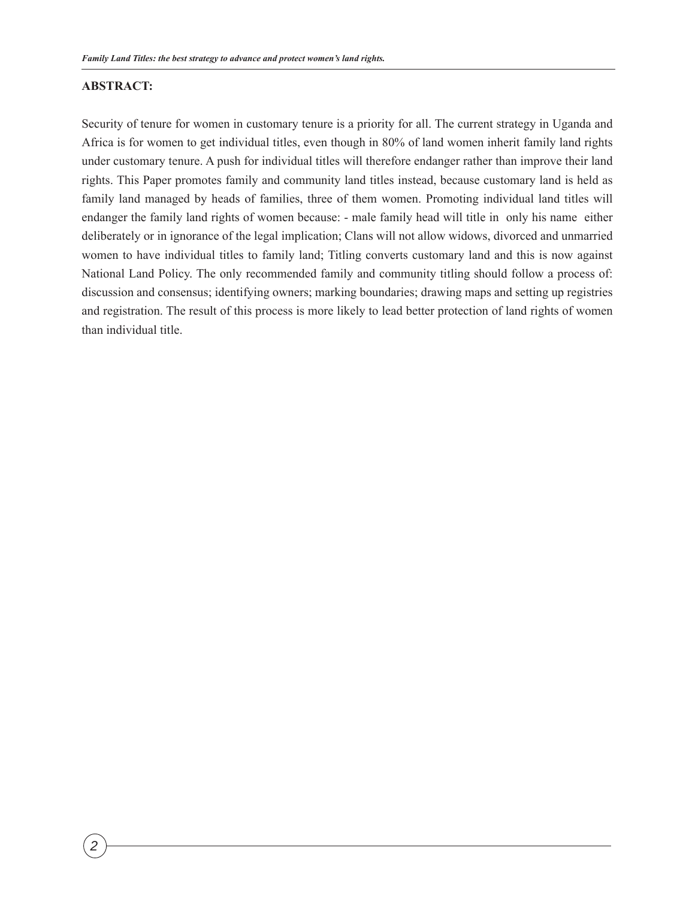**ABSTRACT:**

Security of tenure for women in customary tenure is a priority for all. The current strategy in Uganda and Africa is for women to get individual titles, even though in 80% of land women inherit family land rights under customary tenure. A push for individual titles will therefore endanger rather than improve their land rights. This Paper promotes family and community land titles instead, because customary land is held as family land managed by heads of families, three of them women. Promoting individual land titles will endanger the family land rights of women because: - male family head will title in only his name either deliberately or in ignorance of the legal implication; Clans will not allow widows, divorced and unmarried women to have individual titles to family land; Titling converts customary land and this is now against National Land Policy. The only recommended family and community titling should follow a process of: discussion and consensus; identifying owners; marking boundaries; drawing maps and setting up registries and registration. The result of this process is more likely to lead better protection of land rights of women than individual title.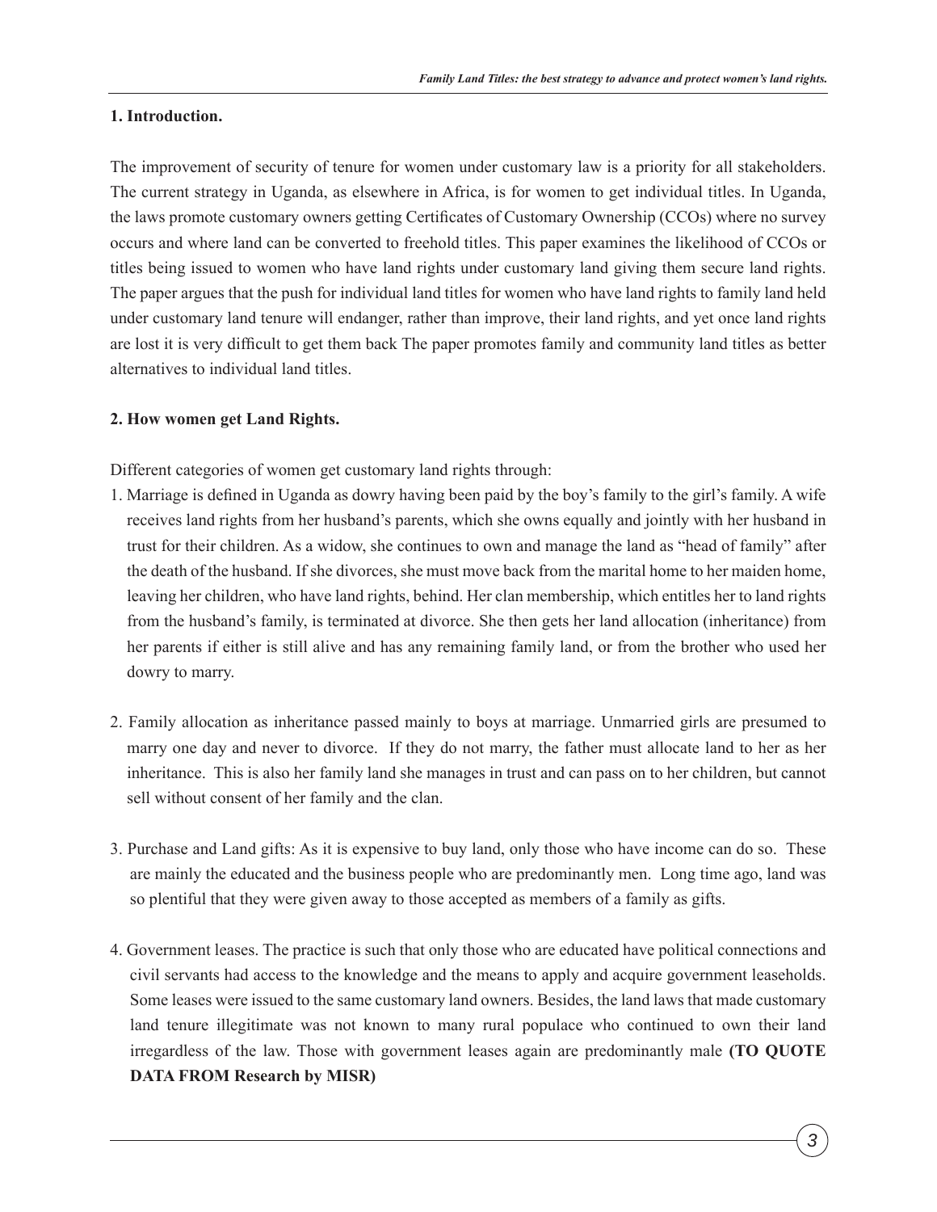## 1. Introduction.

The improvement of security of tenure for women under customary law is a priority for all stakeholders. The current strategy in Uganda, as elsewhere in Africa, is for women to get individual titles. In Uganda, the laws promote customary owners getting Certificates of Customary Ownership (CCOs) where no survey occurs and where land can be converted to freehold titles. This paper examines the likelihood of CCOs or titles being issued to women who have land rights under customary land giving them secure land rights. The paper argues that the push for individual land titles for women who have land rights to family land held under customary land tenure will endanger, rather than improve, their land rights, and yet once land rights are lost it is very difficult to get them back The paper promotes family and community land titles as better alternatives to individual land titles.

## 2. How women get Land Rights.

Different categories of women get customary land rights through:

1. Marriage is defined in Uganda as dowry having been paid by the boy's family to the girl's family. A wife receives land rights from her husband's parents, which she owns equally and jointly with her husband in trust for their children. As a widow, she continues to own and manage the land as "head of family" after the death of the husband. If she divorces, she must move back from the marital home to her maiden home, leaving her children, who have land rights, behind. Her clan membership, which entitles her to land rights from the husband's family, is terminated at divorce. She then gets her land allocation (inheritance) from her parents if either is still alive and has any remaining family land, or from the brother who used her dowry to marry.

2. Family allocation as inheritance passed mainly to boys at marriage. Unmarried girls are presumed to marry one day and never to divorce. If they do not marry, the father must allocate land to her as her inheritance. This is also her family land she manages in trust and can pass on to her children, but cannot sell without consent of her family and the clan.

3. Purchase and Land gifts: As it is expensive to buy land, only those who have income can do so. These are mainly the educated and the business people who are predominantly men. Long time ago, land was so plentiful that they were given away to those accepted as members of a family as gifts.

4. Government leases. The practice is such that only those who are educated have political connections and civil servants had access to the knowledge and the means to apply and acquire government leaseholds. Some leases were issued to the same customary land owners. Besides, the land laws that made customary land tenure illegitimate was not known to many rural populace who continued to own their land irregardless of the law. Those with government leases again are predominantly male **(TO QUOTE DATA FROM Research by MISR)**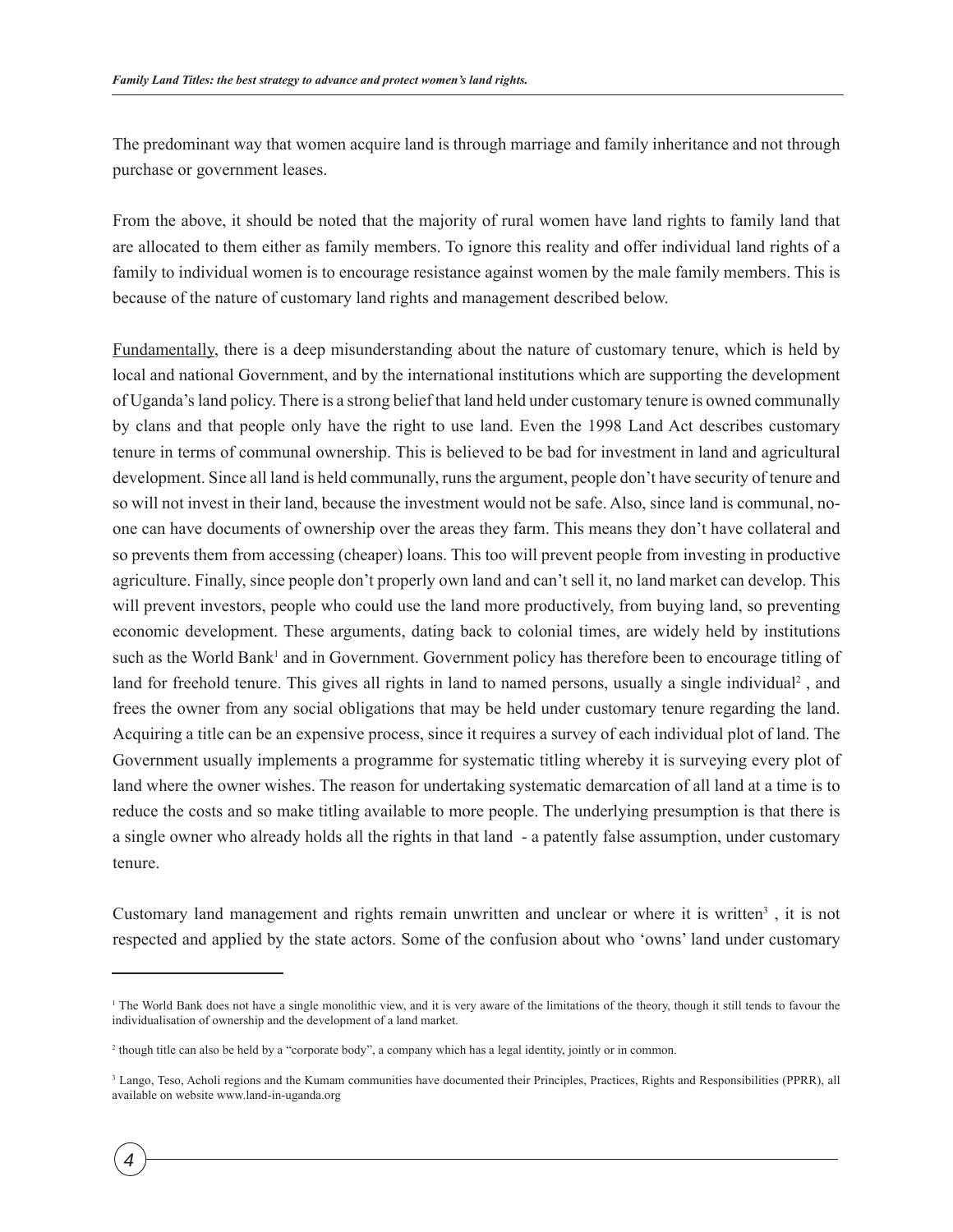The predominant way that women acquire land is through marriage and family inheritance and not through purchase or government leases.

From the above, it should be noted that the majority of rural women have land rights to family land that are allocated to them either as family members. To ignore this reality and offer individual land rights of a family to individual women is to encourage resistance against women by the male family members. This is because of the nature of customary land rights and management described below.

Fundamentally, there is a deep misunderstanding about the nature of customary tenure, which is held by local and national Government, and by the international institutions which are supporting the development of Uganda's land policy. There is a strong belief that land held under customary tenure is owned communally by clans and that people only have the right to use land. Even the 1998 Land Act describes customary tenure in terms of communal ownership. This is believed to be bad for investment in land and agricultural development. Since all land is held communally, runs the argument, people don't have security of tenure and so will not invest in their land, because the investment would not be safe. Also, since land is communal, no-one can have documents of ownership over the areas they farm. This means they don't have collateral and so prevents them from accessing (cheaper) loans. This too will prevent people from investing in productive agriculture. Finally, since people don't properly own land and can't sell it, no land market can develop. This will prevent investors, people who could use the land more productively, from buying land, so preventing economic development. These arguments, dating back to colonial times, are widely held by institutions such as the World Bank[1] and in Government. Government policy has therefore been to encourage titling of land for freehold tenure. This gives all rights in land to named persons, usually a single individual[2] , and frees the owner from any social obligations that may be held under customary tenure regarding the land. Acquiring a title can be an expensive process, since it requires a survey of each individual plot of land. The Government usually implements a programme for systematic titling whereby it is surveying every plot of land where the owner wishes. The reason for undertaking systematic demarcation of all land at a time is to reduce the costs and so make titling available to more people. The underlying presumption is that there is a single owner who already holds all the rights in that land - a patently false assumption, under customary tenure.

Customary land management and rights remain unwritten and unclear or where it is written[3] , it is not respected and applied by the state actors. Some of the confusion about who 'owns' land under customary

---

[1] The World Bank does not have a single monolithic view, and it is very aware of the limitations of the theory, though it still tends to favour the individualisation of ownership and the development of a land market.

[2] though title can also be held by a "corporate body", a company which has a legal identity, jointly or in common.

[3] Lango, Teso, Acholi regions and the Kumam communities have documented their Principles, Practices, Rights and Responsibilities (PPRR), all available on website www.land-in-uganda.org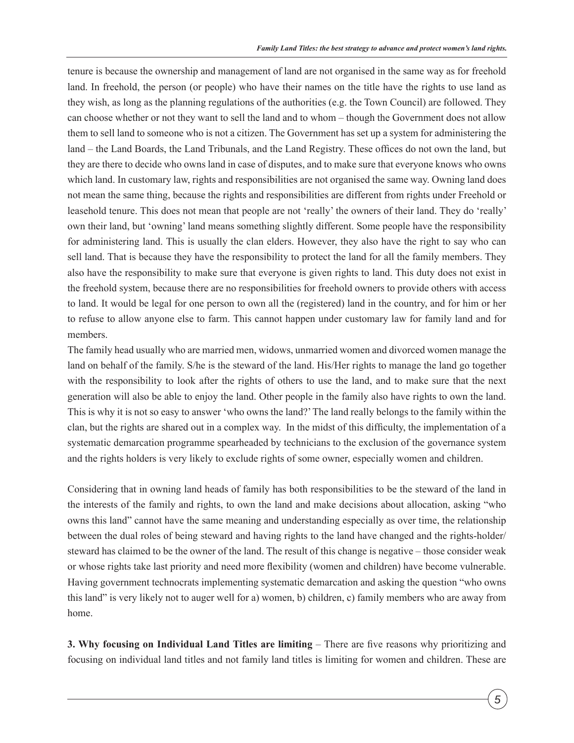tenure is because the ownership and management of land are not organised in the same way as for freehold land. In freehold, the person (or people) who have their names on the title have the rights to use land as they wish, as long as the planning regulations of the authorities (e.g. the Town Council) are followed. They can choose whether or not they want to sell the land and to whom – though the Government does not allow them to sell land to someone who is not a citizen. The Government has set up a system for administering the land – the Land Boards, the Land Tribunals, and the Land Registry. These offices do not own the land, but they are there to decide who owns land in case of disputes, and to make sure that everyone knows who owns which land. In customary law, rights and responsibilities are not organised the same way. Owning land does not mean the same thing, because the rights and responsibilities are different from rights under Freehold or leasehold tenure. This does not mean that people are not 'really' the owners of their land. They do 'really' own their land, but 'owning' land means something slightly different. Some people have the responsibility for administering land. This is usually the clan elders. However, they also have the right to say who can sell land. That is because they have the responsibility to protect the land for all the family members. They also have the responsibility to make sure that everyone is given rights to land. This duty does not exist in the freehold system, because there are no responsibilities for freehold owners to provide others with access to land. It would be legal for one person to own all the (registered) land in the country, and for him or her to refuse to allow anyone else to farm. This cannot happen under customary law for family land and for members.

The family head usually who are married men, widows, unmarried women and divorced women manage the land on behalf of the family. S/he is the steward of the land. His/Her rights to manage the land go together with the responsibility to look after the rights of others to use the land, and to make sure that the next generation will also be able to enjoy the land. Other people in the family also have rights to own the land. This is why it is not so easy to answer 'who owns the land?' The land really belongs to the family within the clan, but the rights are shared out in a complex way. In the midst of this difficulty, the implementation of a systematic demarcation programme spearheaded by technicians to the exclusion of the governance system and the rights holders is very likely to exclude rights of some owner, especially women and children.

Considering that in owning land heads of family has both responsibilities to be the steward of the land in the interests of the family and rights, to own the land and make decisions about allocation, asking "who owns this land" cannot have the same meaning and understanding especially as over time, the relationship between the dual roles of being steward and having rights to the land have changed and the rights-holder/steward has claimed to be the owner of the land. The result of this change is negative – those consider weak or whose rights take last priority and need more flexibility (women and children) have become vulnerable. Having government technocrats implementing systematic demarcation and asking the question "who owns this land" is very likely not to auger well for a) women, b) children, c) family members who are away from home.

**3. Why focusing on Individual Land Titles are limiting** – There are five reasons why prioritizing and focusing on individual land titles and not family land titles is limiting for women and children. These are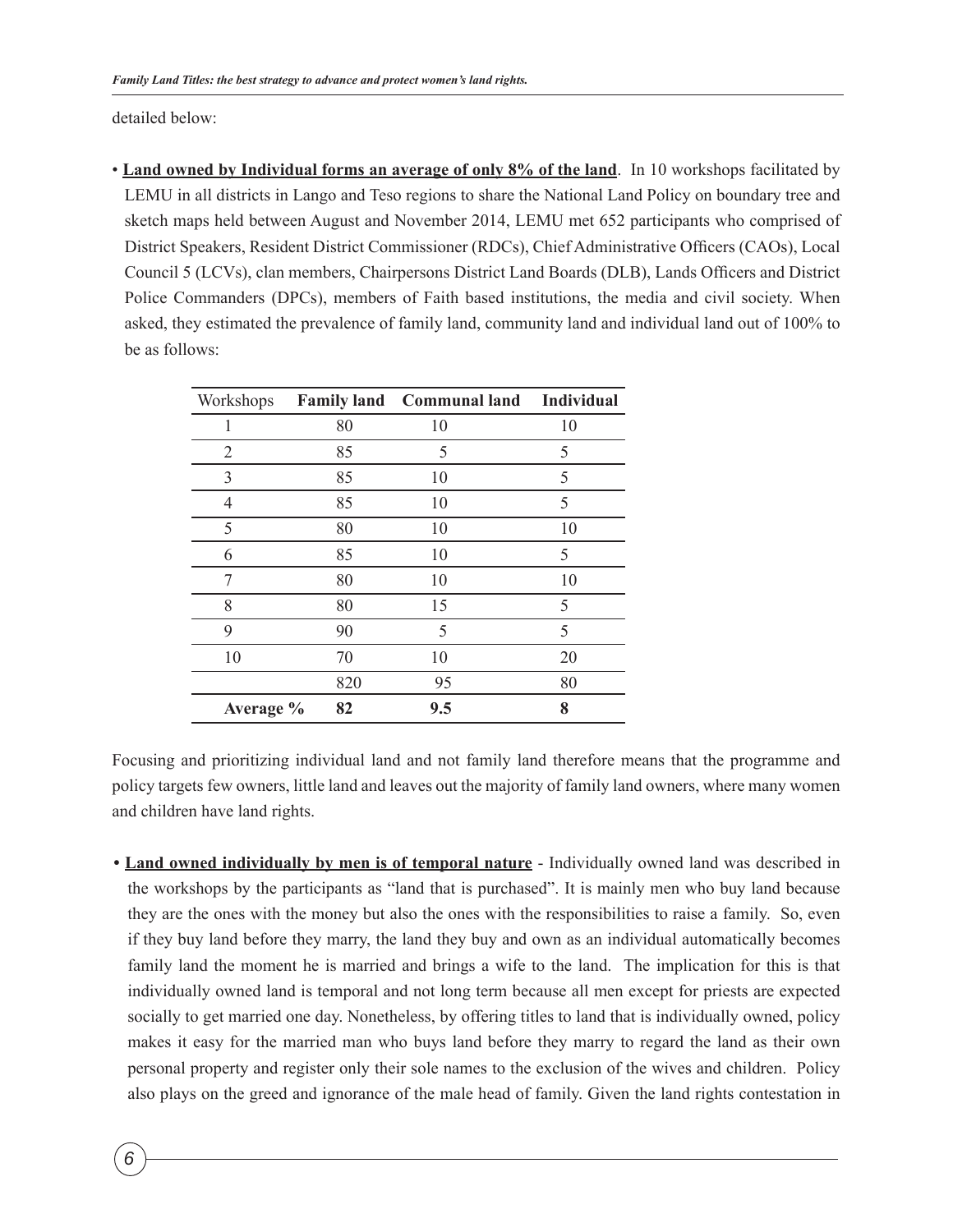detailed below:

- **<u>Land owned by Individual forms an average of only 8% of the land</u>**. In 10 workshops facilitated by LEMU in all districts in Lango and Teso regions to share the National Land Policy on boundary tree and sketch maps held between August and November 2014, LEMU met 652 participants who comprised of District Speakers, Resident District Commissioner (RDCs), Chief Administrative Officers (CAOs), Local Council 5 (LCVs), clan members, Chairpersons District Land Boards (DLB), Lands Officers and District Police Commanders (DPCs), members of Faith based institutions, the media and civil society. When asked, they estimated the prevalence of family land, community land and individual land out of 100% to be as follows:

| Workshops | **Family land** | **Communal land** | **Individual** |
|---|---|---|---|
| 1 | 80 | 10 | 10 |
| 2 | 85 | 5 | 5 |
| 3 | 85 | 10 | 5 |
| 4 | 85 | 10 | 5 |
| 5 | 80 | 10 | 10 |
| 6 | 85 | 10 | 5 |
| 7 | 80 | 10 | 10 |
| 8 | 80 | 15 | 5 |
| 9 | 90 | 5 | 5 |
| 10 | 70 | 10 | 20 |
| | 820 | 95 | 80 |
| **Average %** | **82** | **9.5** | **8** |

Focusing and prioritizing individual land and not family land therefore means that the programme and policy targets few owners, little land and leaves out the majority of family land owners, where many women and children have land rights.

- **<u>Land owned individually by men is of temporal nature</u>** - Individually owned land was described in the workshops by the participants as "land that is purchased". It is mainly men who buy land because they are the ones with the money but also the ones with the responsibilities to raise a family. So, even if they buy land before they marry, the land they buy and own as an individual automatically becomes family land the moment he is married and brings a wife to the land. The implication for this is that individually owned land is temporal and not long term because all men except for priests are expected socially to get married one day. Nonetheless, by offering titles to land that is individually owned, policy makes it easy for the married man who buys land before they marry to regard the land as their own personal property and register only their sole names to the exclusion of the wives and children. Policy also plays on the greed and ignorance of the male head of family. Given the land rights contestation in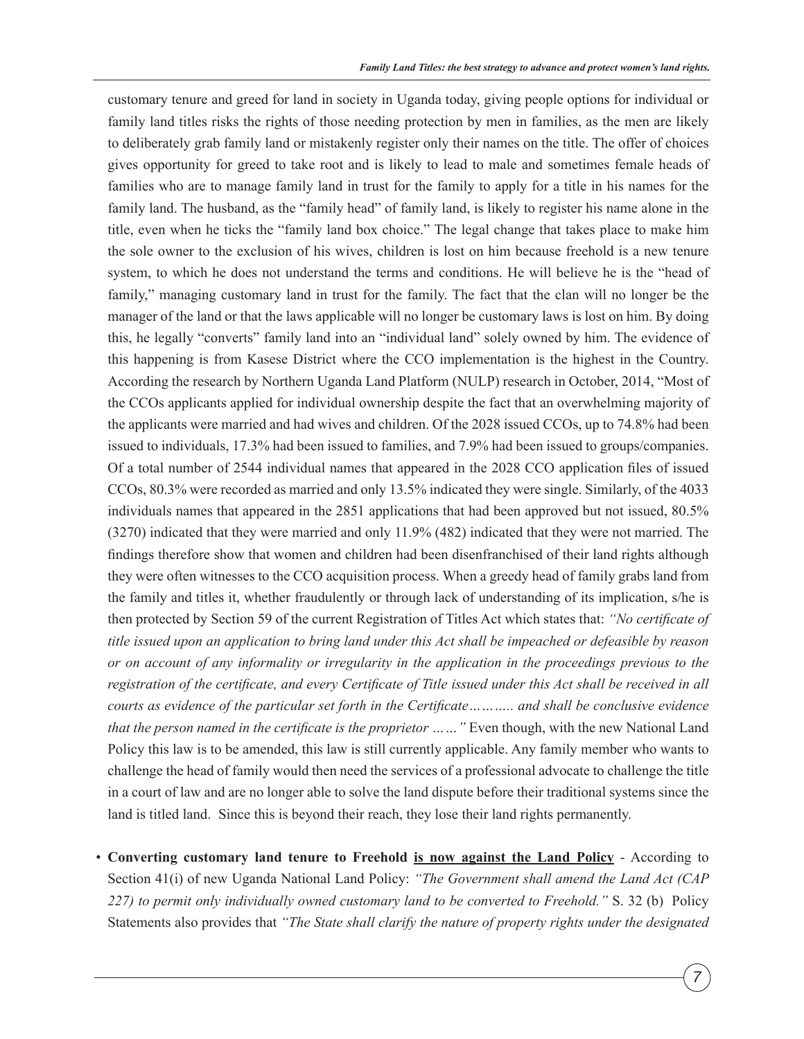customary tenure and greed for land in society in Uganda today, giving people options for individual or family land titles risks the rights of those needing protection by men in families, as the men are likely to deliberately grab family land or mistakenly register only their names on the title. The offer of choices gives opportunity for greed to take root and is likely to lead to male and sometimes female heads of families who are to manage family land in trust for the family to apply for a title in his names for the family land. The husband, as the "family head" of family land, is likely to register his name alone in the title, even when he ticks the "family land box choice." The legal change that takes place to make him the sole owner to the exclusion of his wives, children is lost on him because freehold is a new tenure system, to which he does not understand the terms and conditions. He will believe he is the "head of family," managing customary land in trust for the family. The fact that the clan will no longer be the manager of the land or that the laws applicable will no longer be customary laws is lost on him. By doing this, he legally "converts" family land into an "individual land" solely owned by him. The evidence of this happening is from Kasese District where the CCO implementation is the highest in the Country. According the research by Northern Uganda Land Platform (NULP) research in October, 2014, "Most of the CCOs applicants applied for individual ownership despite the fact that an overwhelming majority of the applicants were married and had wives and children. Of the 2028 issued CCOs, up to 74.8% had been issued to individuals, 17.3% had been issued to families, and 7.9% had been issued to groups/companies. Of a total number of 2544 individual names that appeared in the 2028 CCO application files of issued CCOs, 80.3% were recorded as married and only 13.5% indicated they were single. Similarly, of the 4033 individuals names that appeared in the 2851 applications that had been approved but not issued, 80.5% (3270) indicated that they were married and only 11.9% (482) indicated that they were not married. The findings therefore show that women and children had been disenfranchised of their land rights although they were often witnesses to the CCO acquisition process. When a greedy head of family grabs land from the family and titles it, whether fraudulently or through lack of understanding of its implication, s/he is then protected by Section 59 of the current Registration of Titles Act which states that: *"No certificate of title issued upon an application to bring land under this Act shall be impeached or defeasible by reason or on account of any informality or irregularity in the application in the proceedings previous to the registration of the certificate, and every Certificate of Title issued under this Act shall be received in all courts as evidence of the particular set forth in the Certificate……….. and shall be conclusive evidence that the person named in the certificate is the proprietor ……"* Even though, with the new National Land Policy this law is to be amended, this law is still currently applicable. Any family member who wants to challenge the head of family would then need the services of a professional advocate to challenge the title in a court of law and are no longer able to solve the land dispute before their traditional systems since the land is titled land. Since this is beyond their reach, they lose their land rights permanently.

- **Converting customary land tenure to Freehold <u>is now against the Land Policy</u>** - According to Section 41(i) of new Uganda National Land Policy: *"The Government shall amend the Land Act (CAP 227) to permit only individually owned customary land to be converted to Freehold."* S. 32 (b) Policy Statements also provides that *"The State shall clarify the nature of property rights under the designated*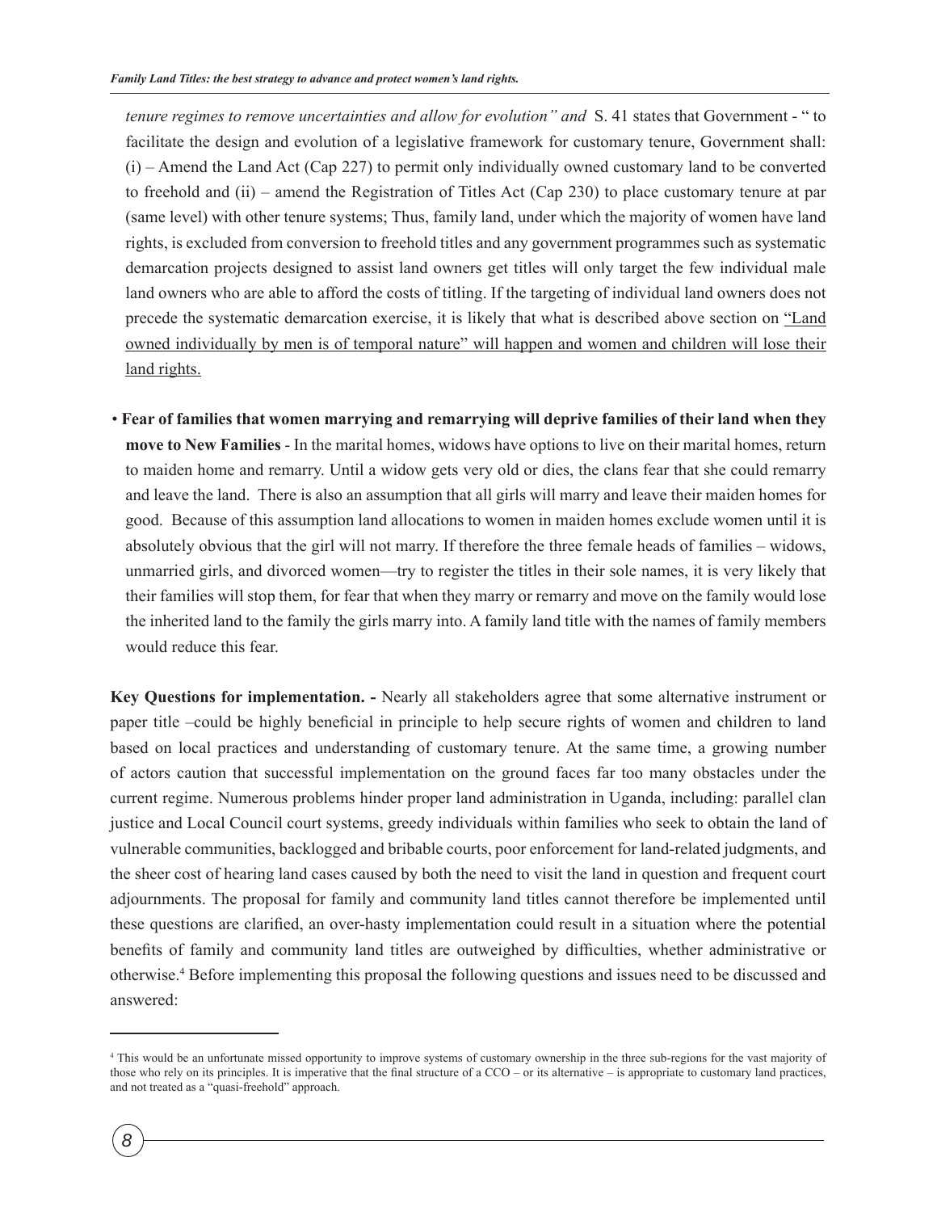*tenure regimes to remove uncertainties and allow for evolution" and* S. 41 states that Government - " to facilitate the design and evolution of a legislative framework for customary tenure, Government shall: (i) – Amend the Land Act (Cap 227) to permit only individually owned customary land to be converted to freehold and (ii) – amend the Registration of Titles Act (Cap 230) to place customary tenure at par (same level) with other tenure systems; Thus, family land, under which the majority of women have land rights, is excluded from conversion to freehold titles and any government programmes such as systematic demarcation projects designed to assist land owners get titles will only target the few individual male land owners who are able to afford the costs of titling. If the targeting of individual land owners does not precede the systematic demarcation exercise, it is likely that what is described above section on <u>"Land owned individually by men is of temporal nature" will happen and women and children will lose their land rights.</u>

- **Fear of families that women marrying and remarrying will deprive families of their land when they move to New Families** - In the marital homes, widows have options to live on their marital homes, return to maiden home and remarry. Until a widow gets very old or dies, the clans fear that she could remarry and leave the land. There is also an assumption that all girls will marry and leave their maiden homes for good. Because of this assumption land allocations to women in maiden homes exclude women until it is absolutely obvious that the girl will not marry. If therefore the three female heads of families – widows, unmarried girls, and divorced women—try to register the titles in their sole names, it is very likely that their families will stop them, for fear that when they marry or remarry and move on the family would lose the inherited land to the family the girls marry into. A family land title with the names of family members would reduce this fear.

**Key Questions for implementation. -** Nearly all stakeholders agree that some alternative instrument or paper title –could be highly beneficial in principle to help secure rights of women and children to land based on local practices and understanding of customary tenure. At the same time, a growing number of actors caution that successful implementation on the ground faces far too many obstacles under the current regime. Numerous problems hinder proper land administration in Uganda, including: parallel clan justice and Local Council court systems, greedy individuals within families who seek to obtain the land of vulnerable communities, backlogged and bribable courts, poor enforcement for land-related judgments, and the sheer cost of hearing land cases caused by both the need to visit the land in question and frequent court adjournments. The proposal for family and community land titles cannot therefore be implemented until these questions are clarified, an over-hasty implementation could result in a situation where the potential benefits of family and community land titles are outweighed by difficulties, whether administrative or otherwise.[4] Before implementing this proposal the following questions and issues need to be discussed and answered:

[4] This would be an unfortunate missed opportunity to improve systems of customary ownership in the three sub-regions for the vast majority of those who rely on its principles. It is imperative that the final structure of a CCO – or its alternative – is appropriate to customary land practices, and not treated as a "quasi-freehold" approach.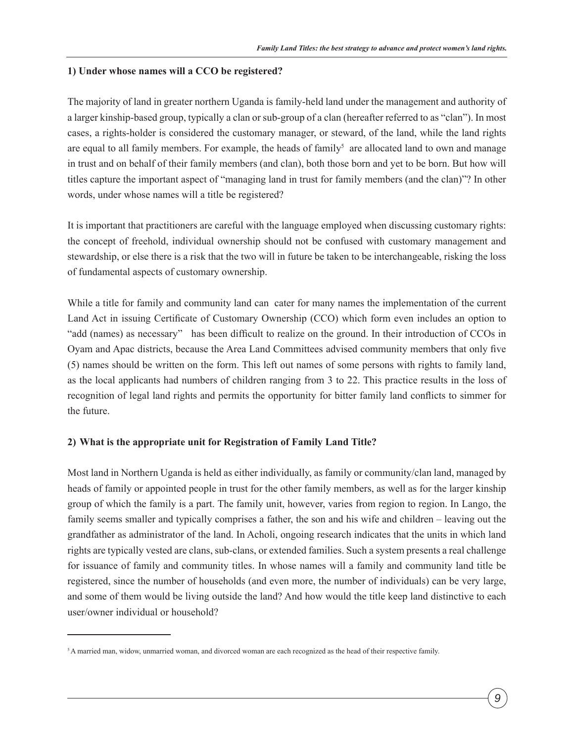**1) Under whose names will a CCO be registered?**

The majority of land in greater northern Uganda is family-held land under the management and authority of a larger kinship-based group, typically a clan or sub-group of a clan (hereafter referred to as "clan"). In most cases, a rights-holder is considered the customary manager, or steward, of the land, while the land rights are equal to all family members. For example, the heads of family[5] are allocated land to own and manage in trust and on behalf of their family members (and clan), both those born and yet to be born. But how will titles capture the important aspect of "managing land in trust for family members (and the clan)"? In other words, under whose names will a title be registered?

It is important that practitioners are careful with the language employed when discussing customary rights: the concept of freehold, individual ownership should not be confused with customary management and stewardship, or else there is a risk that the two will in future be taken to be interchangeable, risking the loss of fundamental aspects of customary ownership.

While a title for family and community land can cater for many names the implementation of the current Land Act in issuing Certificate of Customary Ownership (CCO) which form even includes an option to "add (names) as necessary" has been difficult to realize on the ground. In their introduction of CCOs in Oyam and Apac districts, because the Area Land Committees advised community members that only five (5) names should be written on the form. This left out names of some persons with rights to family land, as the local applicants had numbers of children ranging from 3 to 22. This practice results in the loss of recognition of legal land rights and permits the opportunity for bitter family land conflicts to simmer for the future.

**2) What is the appropriate unit for Registration of Family Land Title?**

Most land in Northern Uganda is held as either individually, as family or community/clan land, managed by heads of family or appointed people in trust for the other family members, as well as for the larger kinship group of which the family is a part. The family unit, however, varies from region to region. In Lango, the family seems smaller and typically comprises a father, the son and his wife and children – leaving out the grandfather as administrator of the land. In Acholi, ongoing research indicates that the units in which land rights are typically vested are clans, sub-clans, or extended families. Such a system presents a real challenge for issuance of family and community titles. In whose names will a family and community land title be registered, since the number of households (and even more, the number of individuals) can be very large, and some of them would be living outside the land? And how would the title keep land distinctive to each user/owner individual or household?

---

[5] A married man, widow, unmarried woman, and divorced woman are each recognized as the head of their respective family.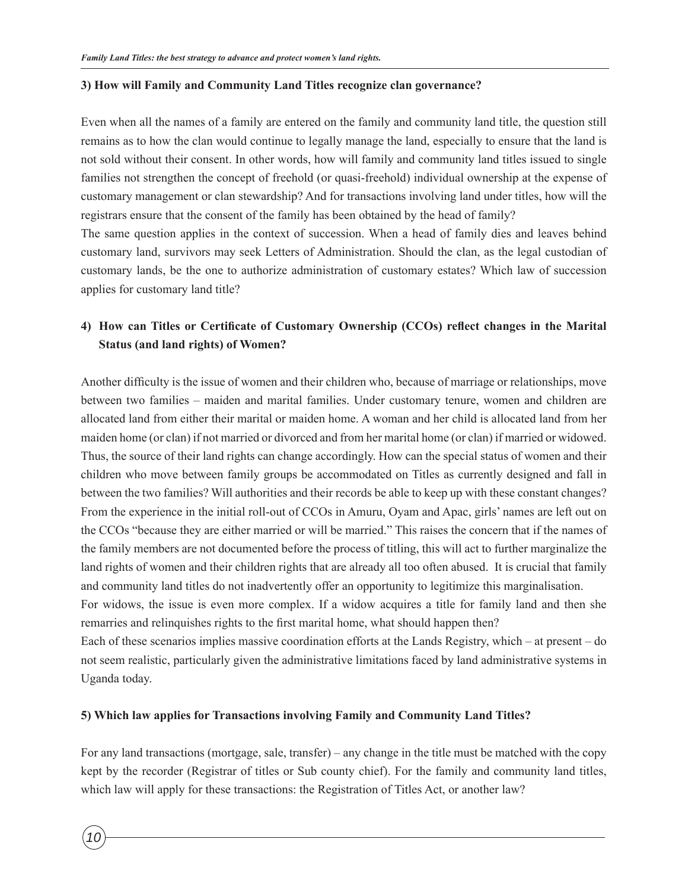**3) How will Family and Community Land Titles recognize clan governance?**

Even when all the names of a family are entered on the family and community land title, the question still remains as to how the clan would continue to legally manage the land, especially to ensure that the land is not sold without their consent. In other words, how will family and community land titles issued to single families not strengthen the concept of freehold (or quasi-freehold) individual ownership at the expense of customary management or clan stewardship? And for transactions involving land under titles, how will the registrars ensure that the consent of the family has been obtained by the head of family?

The same question applies in the context of succession. When a head of family dies and leaves behind customary land, survivors may seek Letters of Administration. Should the clan, as the legal custodian of customary lands, be the one to authorize administration of customary estates? Which law of succession applies for customary land title?

**4) How can Titles or Certificate of Customary Ownership (CCOs) reflect changes in the Marital Status (and land rights) of Women?**

Another difficulty is the issue of women and their children who, because of marriage or relationships, move between two families – maiden and marital families. Under customary tenure, women and children are allocated land from either their marital or maiden home. A woman and her child is allocated land from her maiden home (or clan) if not married or divorced and from her marital home (or clan) if married or widowed. Thus, the source of their land rights can change accordingly. How can the special status of women and their children who move between family groups be accommodated on Titles as currently designed and fall in between the two families? Will authorities and their records be able to keep up with these constant changes? From the experience in the initial roll-out of CCOs in Amuru, Oyam and Apac, girls' names are left out on the CCOs "because they are either married or will be married." This raises the concern that if the names of the family members are not documented before the process of titling, this will act to further marginalize the land rights of women and their children rights that are already all too often abused. It is crucial that family and community land titles do not inadvertently offer an opportunity to legitimize this marginalisation.

For widows, the issue is even more complex. If a widow acquires a title for family land and then she remarries and relinquishes rights to the first marital home, what should happen then?

Each of these scenarios implies massive coordination efforts at the Lands Registry, which – at present – do not seem realistic, particularly given the administrative limitations faced by land administrative systems in Uganda today.

**5) Which law applies for Transactions involving Family and Community Land Titles?**

For any land transactions (mortgage, sale, transfer) – any change in the title must be matched with the copy kept by the recorder (Registrar of titles or Sub county chief). For the family and community land titles, which law will apply for these transactions: the Registration of Titles Act, or another law?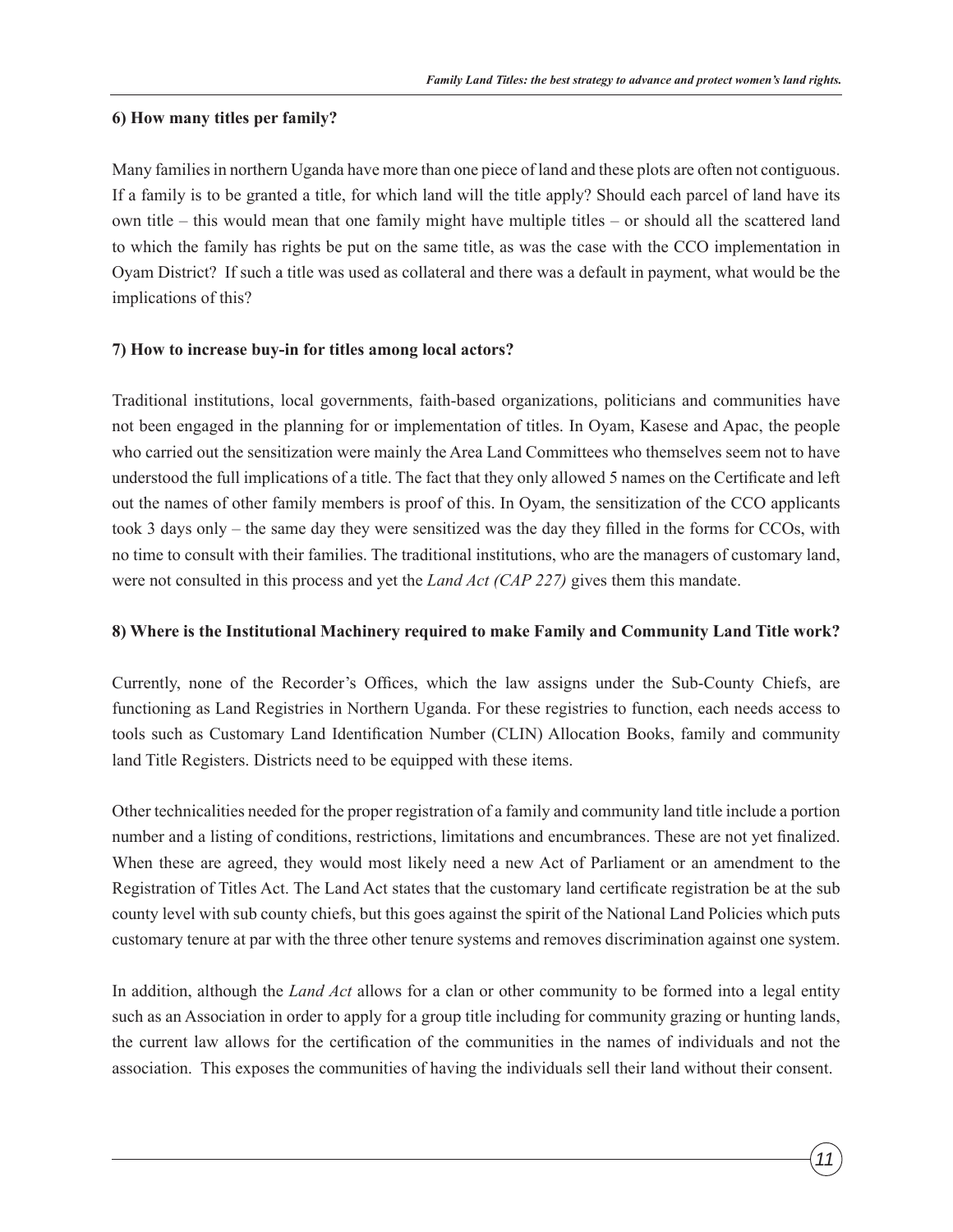### 6) How many titles per family?

Many families in northern Uganda have more than one piece of land and these plots are often not contiguous. If a family is to be granted a title, for which land will the title apply? Should each parcel of land have its own title – this would mean that one family might have multiple titles – or should all the scattered land to which the family has rights be put on the same title, as was the case with the CCO implementation in Oyam District? If such a title was used as collateral and there was a default in payment, what would be the implications of this?

### 7) How to increase buy-in for titles among local actors?

Traditional institutions, local governments, faith-based organizations, politicians and communities have not been engaged in the planning for or implementation of titles. In Oyam, Kasese and Apac, the people who carried out the sensitization were mainly the Area Land Committees who themselves seem not to have understood the full implications of a title. The fact that they only allowed 5 names on the Certificate and left out the names of other family members is proof of this. In Oyam, the sensitization of the CCO applicants took 3 days only – the same day they were sensitized was the day they filled in the forms for CCOs, with no time to consult with their families. The traditional institutions, who are the managers of customary land, were not consulted in this process and yet the *Land Act (CAP 227)* gives them this mandate.

### 8) Where is the Institutional Machinery required to make Family and Community Land Title work?

Currently, none of the Recorder's Offices, which the law assigns under the Sub-County Chiefs, are functioning as Land Registries in Northern Uganda. For these registries to function, each needs access to tools such as Customary Land Identification Number (CLIN) Allocation Books, family and community land Title Registers. Districts need to be equipped with these items.

Other technicalities needed for the proper registration of a family and community land title include a portion number and a listing of conditions, restrictions, limitations and encumbrances. These are not yet finalized. When these are agreed, they would most likely need a new Act of Parliament or an amendment to the Registration of Titles Act. The Land Act states that the customary land certificate registration be at the sub county level with sub county chiefs, but this goes against the spirit of the National Land Policies which puts customary tenure at par with the three other tenure systems and removes discrimination against one system.

In addition, although the *Land Act* allows for a clan or other community to be formed into a legal entity such as an Association in order to apply for a group title including for community grazing or hunting lands, the current law allows for the certification of the communities in the names of individuals and not the association. This exposes the communities of having the individuals sell their land without their consent.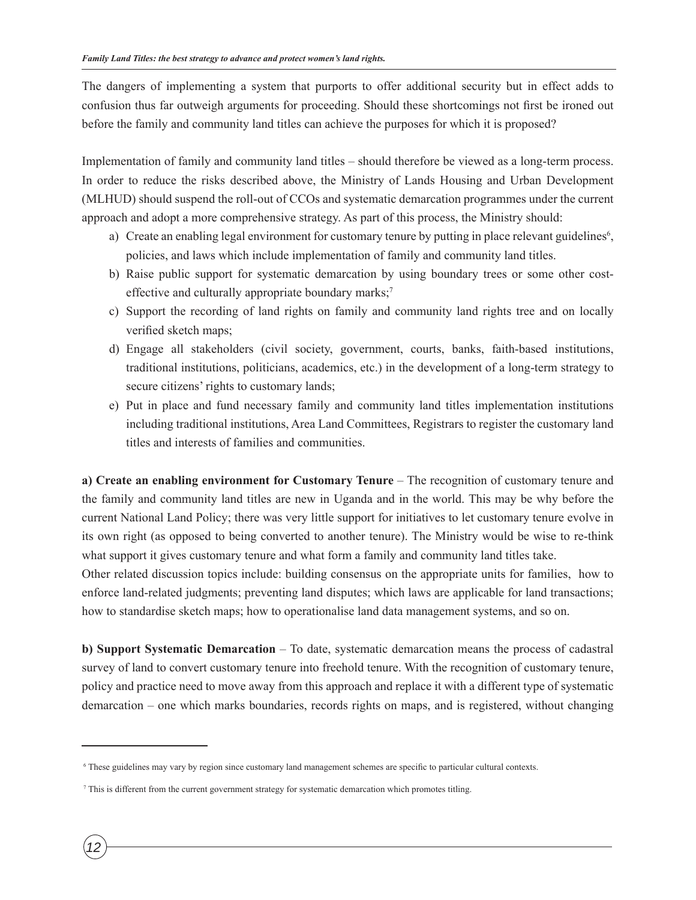The dangers of implementing a system that purports to offer additional security but in effect adds to confusion thus far outweigh arguments for proceeding. Should these shortcomings not first be ironed out before the family and community land titles can achieve the purposes for which it is proposed?

Implementation of family and community land titles – should therefore be viewed as a long-term process. In order to reduce the risks described above, the Ministry of Lands Housing and Urban Development (MLHUD) should suspend the roll-out of CCOs and systematic demarcation programmes under the current approach and adopt a more comprehensive strategy. As part of this process, the Ministry should:

a) Create an enabling legal environment for customary tenure by putting in place relevant guidelines[6], policies, and laws which include implementation of family and community land titles.
b) Raise public support for systematic demarcation by using boundary trees or some other cost-effective and culturally appropriate boundary marks;[7]
c) Support the recording of land rights on family and community land rights tree and on locally verified sketch maps;
d) Engage all stakeholders (civil society, government, courts, banks, faith-based institutions, traditional institutions, politicians, academics, etc.) in the development of a long-term strategy to secure citizens' rights to customary lands;
e) Put in place and fund necessary family and community land titles implementation institutions including traditional institutions, Area Land Committees, Registrars to register the customary land titles and interests of families and communities.

**a) Create an enabling environment for Customary Tenure** – The recognition of customary tenure and the family and community land titles are new in Uganda and in the world. This may be why before the current National Land Policy; there was very little support for initiatives to let customary tenure evolve in its own right (as opposed to being converted to another tenure). The Ministry would be wise to re-think what support it gives customary tenure and what form a family and community land titles take.
Other related discussion topics include: building consensus on the appropriate units for families, how to enforce land-related judgments; preventing land disputes; which laws are applicable for land transactions; how to standardise sketch maps; how to operationalise land data management systems, and so on.

**b) Support Systematic Demarcation** – To date, systematic demarcation means the process of cadastral survey of land to convert customary tenure into freehold tenure. With the recognition of customary tenure, policy and practice need to move away from this approach and replace it with a different type of systematic demarcation – one which marks boundaries, records rights on maps, and is registered, without changing

---

[6] These guidelines may vary by region since customary land management schemes are specific to particular cultural contexts.

[7] This is different from the current government strategy for systematic demarcation which promotes titling.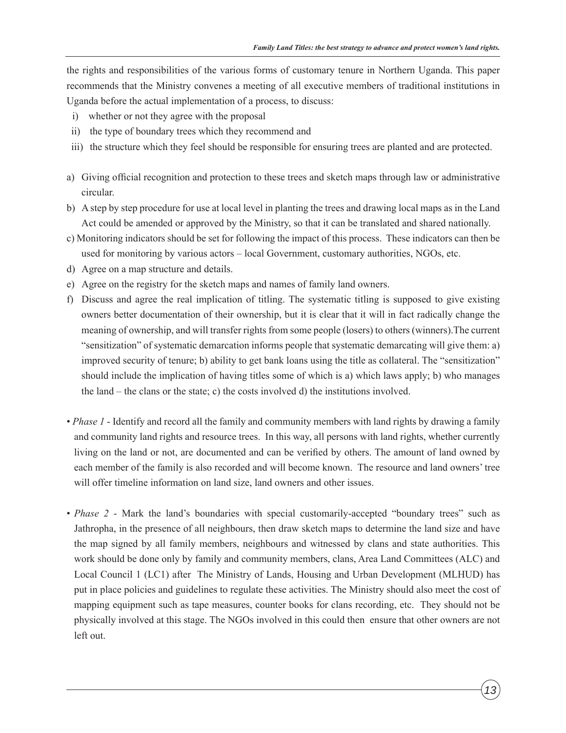the rights and responsibilities of the various forms of customary tenure in Northern Uganda. This paper recommends that the Ministry convenes a meeting of all executive members of traditional institutions in Uganda before the actual implementation of a process, to discuss:

i) whether or not they agree with the proposal
ii) the type of boundary trees which they recommend and
iii) the structure which they feel should be responsible for ensuring trees are planted and are protected.

a) Giving official recognition and protection to these trees and sketch maps through law or administrative circular.
b) A step by step procedure for use at local level in planting the trees and drawing local maps as in the Land Act could be amended or approved by the Ministry, so that it can be translated and shared nationally.
c) Monitoring indicators should be set for following the impact of this process. These indicators can then be used for monitoring by various actors – local Government, customary authorities, NGOs, etc.
d) Agree on a map structure and details.
e) Agree on the registry for the sketch maps and names of family land owners.
f) Discuss and agree the real implication of titling. The systematic titling is supposed to give existing owners better documentation of their ownership, but it is clear that it will in fact radically change the meaning of ownership, and will transfer rights from some people (losers) to others (winners).The current "sensitization" of systematic demarcation informs people that systematic demarcating will give them: a) improved security of tenure; b) ability to get bank loans using the title as collateral. The "sensitization" should include the implication of having titles some of which is a) which laws apply; b) who manages the land – the clans or the state; c) the costs involved d) the institutions involved.

- *Phase 1* - Identify and record all the family and community members with land rights by drawing a family and community land rights and resource trees. In this way, all persons with land rights, whether currently living on the land or not, are documented and can be verified by others. The amount of land owned by each member of the family is also recorded and will become known. The resource and land owners' tree will offer timeline information on land size, land owners and other issues.

- *Phase 2* - Mark the land's boundaries with special customarily-accepted "boundary trees" such as Jathropha, in the presence of all neighbours, then draw sketch maps to determine the land size and have the map signed by all family members, neighbours and witnessed by clans and state authorities. This work should be done only by family and community members, clans, Area Land Committees (ALC) and Local Council 1 (LC1) after The Ministry of Lands, Housing and Urban Development (MLHUD) has put in place policies and guidelines to regulate these activities. The Ministry should also meet the cost of mapping equipment such as tape measures, counter books for clans recording, etc. They should not be physically involved at this stage. The NGOs involved in this could then ensure that other owners are not left out.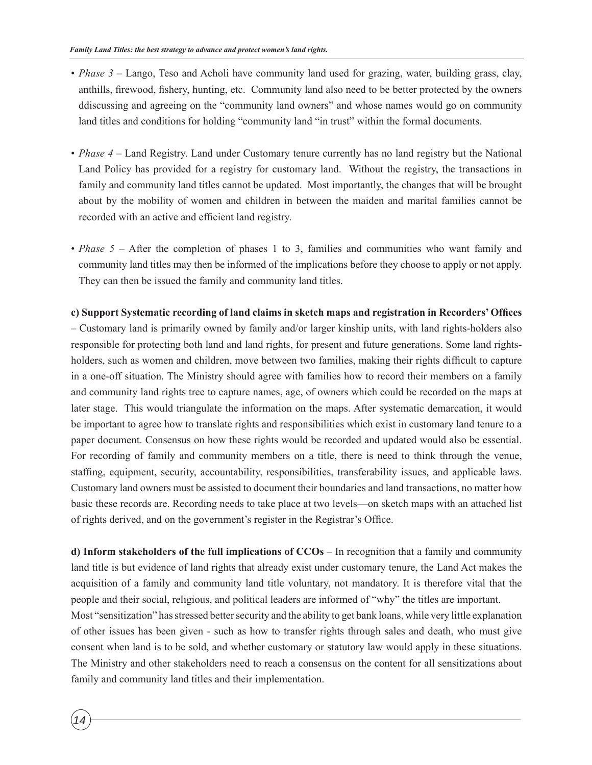- *Phase 3* – Lango, Teso and Acholi have community land used for grazing, water, building grass, clay, anthills, firewood, fishery, hunting, etc. Community land also need to be better protected by the owners ddiscussing and agreeing on the "community land owners" and whose names would go on community land titles and conditions for holding "community land "in trust" within the formal documents.

- *Phase 4* – Land Registry. Land under Customary tenure currently has no land registry but the National Land Policy has provided for a registry for customary land. Without the registry, the transactions in family and community land titles cannot be updated. Most importantly, the changes that will be brought about by the mobility of women and children in between the maiden and marital families cannot be recorded with an active and efficient land registry.

- *Phase 5* – After the completion of phases 1 to 3, families and communities who want family and community land titles may then be informed of the implications before they choose to apply or not apply. They can then be issued the family and community land titles.

**c) Support Systematic recording of land claims in sketch maps and registration in Recorders' Offices** – Customary land is primarily owned by family and/or larger kinship units, with land rights-holders also responsible for protecting both land and land rights, for present and future generations. Some land rights-holders, such as women and children, move between two families, making their rights difficult to capture in a one-off situation. The Ministry should agree with families how to record their members on a family and community land rights tree to capture names, age, of owners which could be recorded on the maps at later stage. This would triangulate the information on the maps. After systematic demarcation, it would be important to agree how to translate rights and responsibilities which exist in customary land tenure to a paper document. Consensus on how these rights would be recorded and updated would also be essential. For recording of family and community members on a title, there is need to think through the venue, staffing, equipment, security, accountability, responsibilities, transferability issues, and applicable laws. Customary land owners must be assisted to document their boundaries and land transactions, no matter how basic these records are. Recording needs to take place at two levels—on sketch maps with an attached list of rights derived, and on the government's register in the Registrar's Office.

**d) Inform stakeholders of the full implications of CCOs** – In recognition that a family and community land title is but evidence of land rights that already exist under customary tenure, the Land Act makes the acquisition of a family and community land title voluntary, not mandatory. It is therefore vital that the people and their social, religious, and political leaders are informed of "why" the titles are important.
Most "sensitization" has stressed better security and the ability to get bank loans, while very little explanation of other issues has been given - such as how to transfer rights through sales and death, who must give consent when land is to be sold, and whether customary or statutory law would apply in these situations. The Ministry and other stakeholders need to reach a consensus on the content for all sensitizations about family and community land titles and their implementation.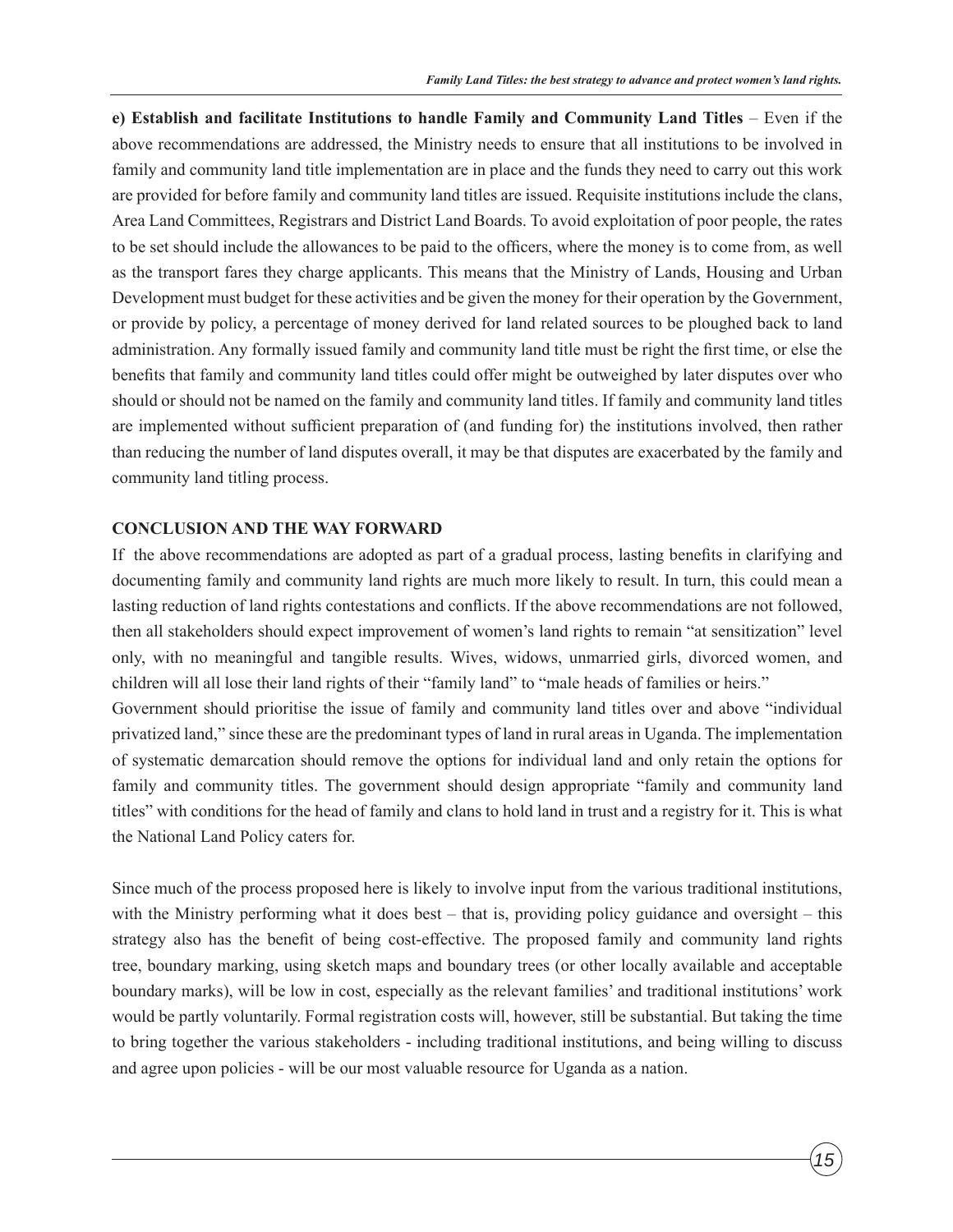**e) Establish and facilitate Institutions to handle Family and Community Land Titles** – Even if the above recommendations are addressed, the Ministry needs to ensure that all institutions to be involved in family and community land title implementation are in place and the funds they need to carry out this work are provided for before family and community land titles are issued. Requisite institutions include the clans, Area Land Committees, Registrars and District Land Boards. To avoid exploitation of poor people, the rates to be set should include the allowances to be paid to the officers, where the money is to come from, as well as the transport fares they charge applicants. This means that the Ministry of Lands, Housing and Urban Development must budget for these activities and be given the money for their operation by the Government, or provide by policy, a percentage of money derived for land related sources to be ploughed back to land administration. Any formally issued family and community land title must be right the first time, or else the benefits that family and community land titles could offer might be outweighed by later disputes over who should or should not be named on the family and community land titles. If family and community land titles are implemented without sufficient preparation of (and funding for) the institutions involved, then rather than reducing the number of land disputes overall, it may be that disputes are exacerbated by the family and community land titling process.

## CONCLUSION AND THE WAY FORWARD

If the above recommendations are adopted as part of a gradual process, lasting benefits in clarifying and documenting family and community land rights are much more likely to result. In turn, this could mean a lasting reduction of land rights contestations and conflicts. If the above recommendations are not followed, then all stakeholders should expect improvement of women's land rights to remain "at sensitization" level only, with no meaningful and tangible results. Wives, widows, unmarried girls, divorced women, and children will all lose their land rights of their "family land" to "male heads of families or heirs."

Government should prioritise the issue of family and community land titles over and above "individual privatized land," since these are the predominant types of land in rural areas in Uganda. The implementation of systematic demarcation should remove the options for individual land and only retain the options for family and community titles. The government should design appropriate "family and community land titles" with conditions for the head of family and clans to hold land in trust and a registry for it. This is what the National Land Policy caters for.

Since much of the process proposed here is likely to involve input from the various traditional institutions, with the Ministry performing what it does best – that is, providing policy guidance and oversight – this strategy also has the benefit of being cost-effective. The proposed family and community land rights tree, boundary marking, using sketch maps and boundary trees (or other locally available and acceptable boundary marks), will be low in cost, especially as the relevant families' and traditional institutions' work would be partly voluntarily. Formal registration costs will, however, still be substantial. But taking the time to bring together the various stakeholders - including traditional institutions, and being willing to discuss and agree upon policies - will be our most valuable resource for Uganda as a nation.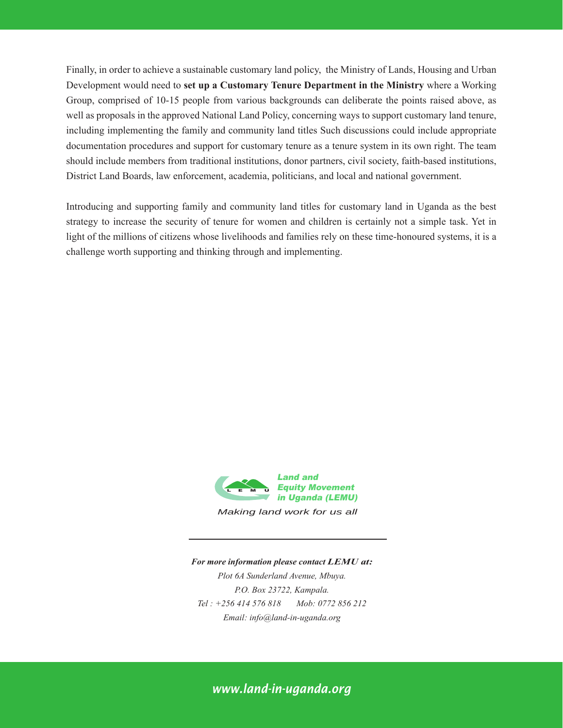Finally, in order to achieve a sustainable customary land policy, the Ministry of Lands, Housing and Urban Development would need to **set up a Customary Tenure Department in the Ministry** where a Working Group, comprised of 10-15 people from various backgrounds can deliberate the points raised above, as well as proposals in the approved National Land Policy, concerning ways to support customary land tenure, including implementing the family and community land titles Such discussions could include appropriate documentation procedures and support for customary tenure as a tenure system in its own right. The team should include members from traditional institutions, donor partners, civil society, faith-based institutions, District Land Boards, law enforcement, academia, politicians, and local and national government.

Introducing and supporting family and community land titles for customary land in Uganda as the best strategy to increase the security of tenure for women and children is certainly not a simple task. Yet in light of the millions of citizens whose livelihoods and families rely on these time-honoured systems, it is a challenge worth supporting and thinking through and implementing.

**Land and Equity Movement in Uganda (LEMU)**

*Making land work for us all*

---

***For more information please contact LEMU at:***

*Plot 6A Sunderland Avenue, Mbuya.*
*P.O. Box 23722, Kampala.*
*Tel : +256 414 576 818 Mob: 0772 856 212*
*Email: info@land-in-uganda.org*

**www.land-in-uganda.org**